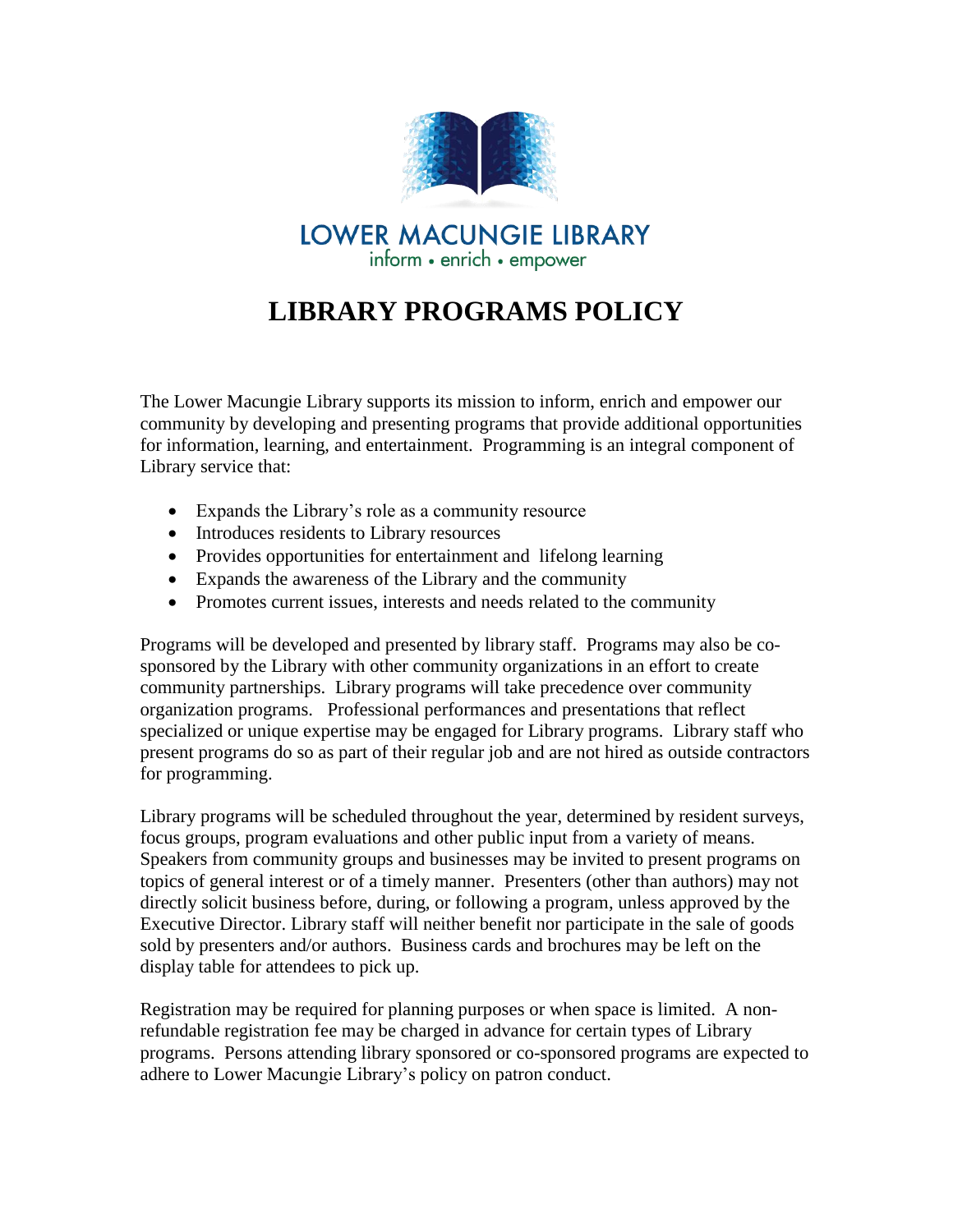LOWER MACUNGIE LIBRARY
inform • enrich • empower

# LIBRARY PROGRAMS POLICY

The Lower Macungie Library supports its mission to inform, enrich and empower our community by developing and presenting programs that provide additional opportunities for information, learning, and entertainment. Programming is an integral component of Library service that:

- Expands the Library's role as a community resource
- Introduces residents to Library resources
- Provides opportunities for entertainment and lifelong learning
- Expands the awareness of the Library and the community
- Promotes current issues, interests and needs related to the community

Programs will be developed and presented by library staff. Programs may also be co-sponsored by the Library with other community organizations in an effort to create community partnerships. Library programs will take precedence over community organization programs. Professional performances and presentations that reflect specialized or unique expertise may be engaged for Library programs. Library staff who present programs do so as part of their regular job and are not hired as outside contractors for programming.

Library programs will be scheduled throughout the year, determined by resident surveys, focus groups, program evaluations and other public input from a variety of means. Speakers from community groups and businesses may be invited to present programs on topics of general interest or of a timely manner. Presenters (other than authors) may not directly solicit business before, during, or following a program, unless approved by the Executive Director. Library staff will neither benefit nor participate in the sale of goods sold by presenters and/or authors. Business cards and brochures may be left on the display table for attendees to pick up.

Registration may be required for planning purposes or when space is limited. A non-refundable registration fee may be charged in advance for certain types of Library programs. Persons attending library sponsored or co-sponsored programs are expected to adhere to Lower Macungie Library's policy on patron conduct.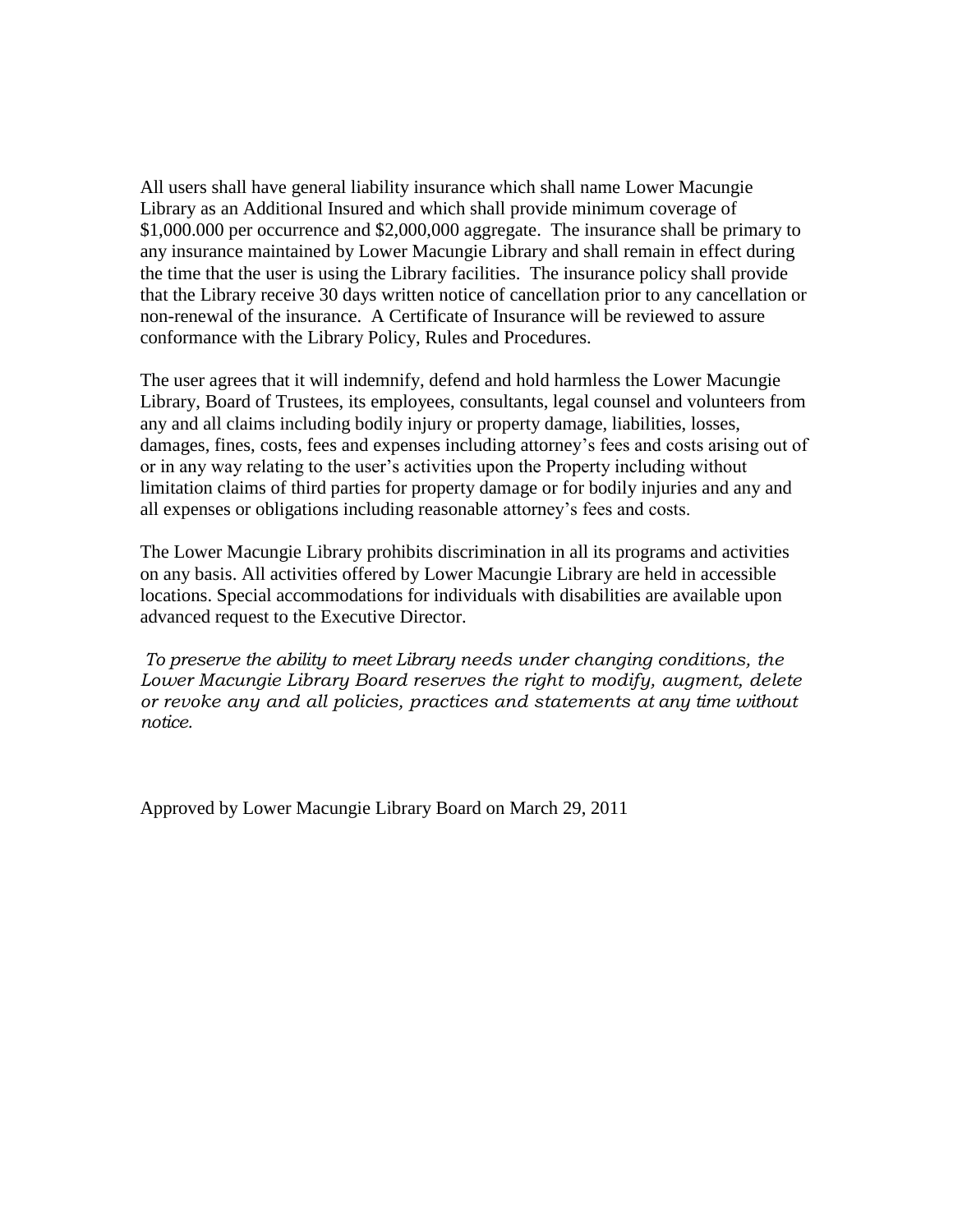All users shall have general liability insurance which shall name Lower Macungie Library as an Additional Insured and which shall provide minimum coverage of $1,000.000 per occurrence and $2,000,000 aggregate. The insurance shall be primary to any insurance maintained by Lower Macungie Library and shall remain in effect during the time that the user is using the Library facilities. The insurance policy shall provide that the Library receive 30 days written notice of cancellation prior to any cancellation or non-renewal of the insurance. A Certificate of Insurance will be reviewed to assure conformance with the Library Policy, Rules and Procedures.

The user agrees that it will indemnify, defend and hold harmless the Lower Macungie Library, Board of Trustees, its employees, consultants, legal counsel and volunteers from any and all claims including bodily injury or property damage, liabilities, losses, damages, fines, costs, fees and expenses including attorney's fees and costs arising out of or in any way relating to the user's activities upon the Property including without limitation claims of third parties for property damage or for bodily injuries and any and all expenses or obligations including reasonable attorney's fees and costs.

The Lower Macungie Library prohibits discrimination in all its programs and activities on any basis. All activities offered by Lower Macungie Library are held in accessible locations. Special accommodations for individuals with disabilities are available upon advanced request to the Executive Director.

*To preserve the ability to meet Library needs under changing conditions, the Lower Macungie Library Board reserves the right to modify, augment, delete or revoke any and all policies, practices and statements at any time without notice.*

Approved by Lower Macungie Library Board on March 29, 2011